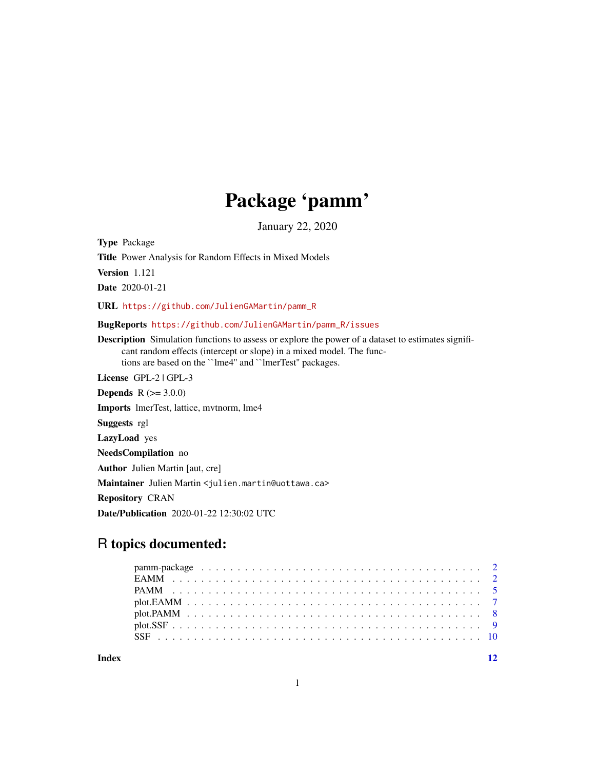# Package 'pamm'

January 22, 2020

**Type** Package

**Title** Power Analysis for Random Effects in Mixed Models

**Version** 1.121

**Date** 2020-01-21

**URL** https://github.com/JulienGAMartin/pamm_R

**BugReports** https://github.com/JulienGAMartin/pamm_R/issues

**Description** Simulation functions to assess or explore the power of a dataset to estimates significant random effects (intercept or slope) in a mixed model. The functions are based on the ``lme4'' and ``lmerTest'' packages.

**License** GPL-2 | GPL-3

**Depends** R (>= 3.0.0)

**Imports** lmerTest, lattice, mvtnorm, lme4

**Suggests** rgl

**LazyLoad** yes

**NeedsCompilation** no

**Author** Julien Martin [aut, cre]

**Maintainer** Julien Martin <julien.martin@uottawa.ca>

**Repository** CRAN

**Date/Publication** 2020-01-22 12:30:02 UTC

## R topics documented:

| | |
|---|---|
| pamm-package | 2 |
| EAMM | 2 |
| PAMM | 5 |
| plot.EAMM | 7 |
| plot.PAMM | 8 |
| plot.SSF | 9 |
| SSF | 10 |

**Index** **12**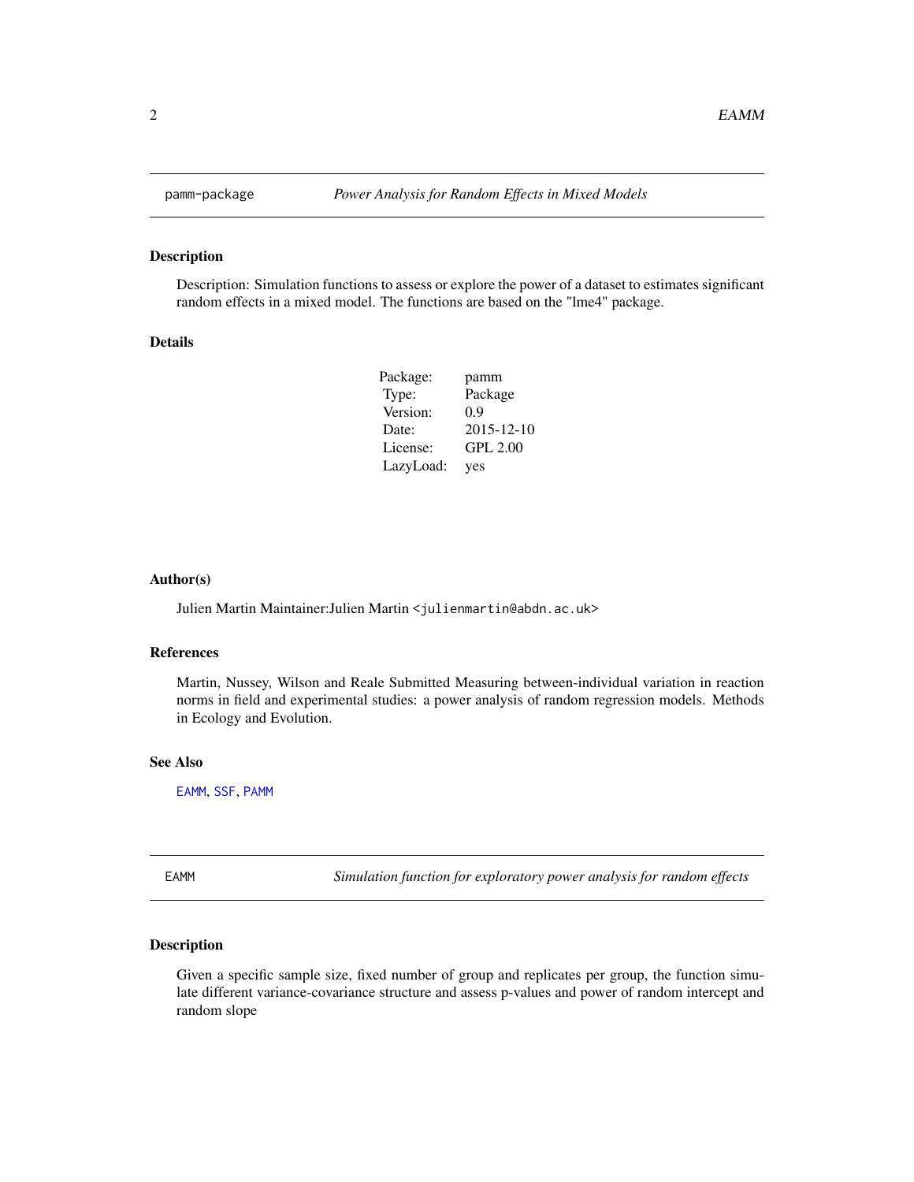## pamm-package — *Power Analysis for Random Effects in Mixed Models*

### Description

Description: Simulation functions to assess or explore the power of a dataset to estimates significant random effects in a mixed model. The functions are based on the "lme4" package.

### Details

| | |
|---|---|
| Package: | pamm |
| Type: | Package |
| Version: | 0.9 |
| Date: | 2015-12-10 |
| License: | GPL 2.00 |
| LazyLoad: | yes |

### Author(s)

Julien Martin Maintainer:Julien Martin <julienmartin@abdn.ac.uk>

### References

Martin, Nussey, Wilson and Reale Submitted Measuring between-individual variation in reaction norms in field and experimental studies: a power analysis of random regression models. Methods in Ecology and Evolution.

### See Also

EAMM, SSF, PAMM

## EAMM — *Simulation function for exploratory power analysis for random effects*

### Description

Given a specific sample size, fixed number of group and replicates per group, the function simulate different variance-covariance structure and assess p-values and power of random intercept and random slope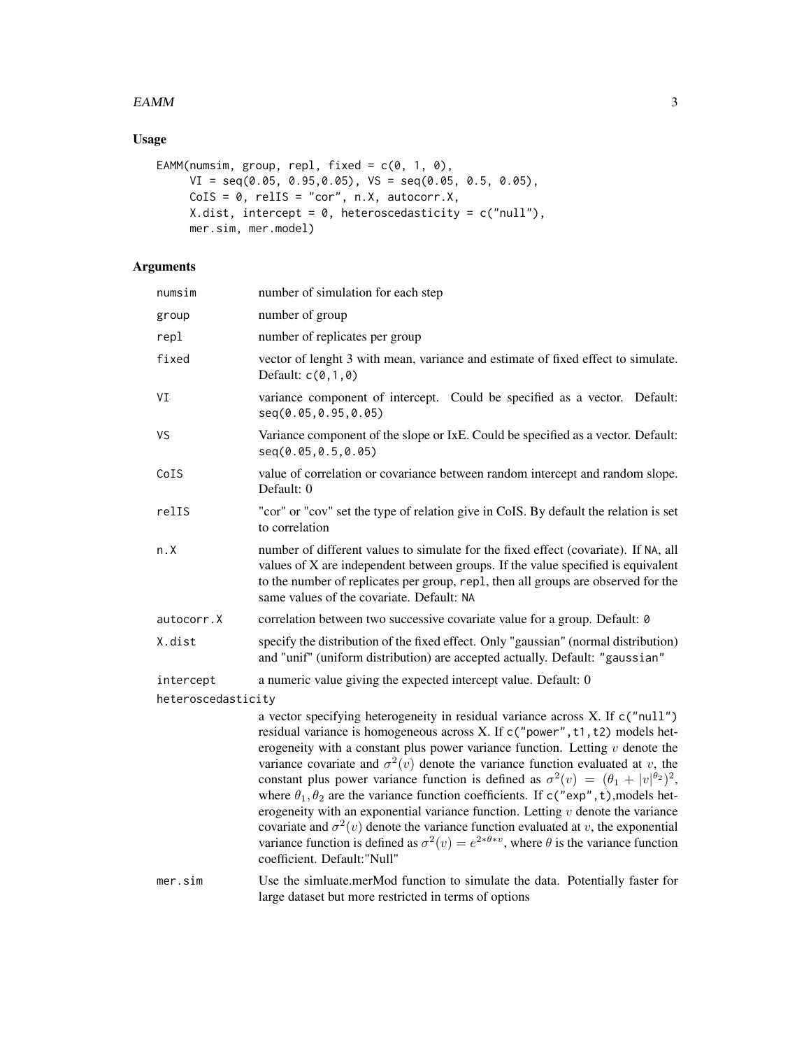## Usage

```
EAMM(numsim, group, repl, fixed = c(0, 1, 0),
     VI = seq(0.05, 0.95,0.05), VS = seq(0.05, 0.5, 0.05),
     CoIS = 0, relIS = "cor", n.X, autocorr.X,
     X.dist, intercept = 0, heteroscedasticity = c("null"),
     mer.sim, mer.model)
```

## Arguments

| | |
|---|---|
| `numsim` | number of simulation for each step |
| `group` | number of group |
| `repl` | number of replicates per group |
| `fixed` | vector of lenght 3 with mean, variance and estimate of fixed effect to simulate. Default: `c(0,1,0)` |
| `VI` | variance component of intercept. Could be specified as a vector. Default: `seq(0.05,0.95,0.05)` |
| `VS` | Variance component of the slope or IxE. Could be specified as a vector. Default: `seq(0.05,0.5,0.05)` |
| `CoIS` | value of correlation or covariance between random intercept and random slope. Default: 0 |
| `relIS` | "cor" or "cov" set the type of relation give in CoIS. By default the relation is set to correlation |
| `n.X` | number of different values to simulate for the fixed effect (covariate). If `NA`, all values of X are independent between groups. If the value specified is equivalent to the number of replicates per group, `repl`, then all groups are observed for the same values of the covariate. Default: `NA` |
| `autocorr.X` | correlation between two successive covariate value for a group. Default: `0` |
| `X.dist` | specify the distribution of the fixed effect. Only "gaussian" (normal distribution) and "unif" (uniform distribution) are accepted actually. Default: `"gaussian"` |
| `intercept` | a numeric value giving the expected intercept value. Default: 0 |
| `heteroscedasticity` | a vector specifying heterogeneity in residual variance across X. If `c("null")` residual variance is homogeneous across X. If `c("power",t1,t2)` models heterogeneity with a constant plus power variance function. Letting $v$ denote the variance covariate and $\sigma^2(v)$ denote the variance function evaluated at $v$, the constant plus power variance function is defined as $\sigma^2(v) = (\theta_1 + \lvert v \rvert^{\theta_2})^2$, where $\theta_1, \theta_2$ are the variance function coefficients. If `c("exp",t)`,models heterogeneity with an exponential variance function. Letting $v$ denote the variance covariate and $\sigma^2(v)$ denote the variance function evaluated at $v$, the exponential variance function is defined as $\sigma^2(v) = e^{2*\theta*v}$, where $\theta$ is the variance function coefficient. Default:"Null" |
| `mer.sim` | Use the simluate.merMod function to simulate the data. Potentially faster for large dataset but more restricted in terms of options |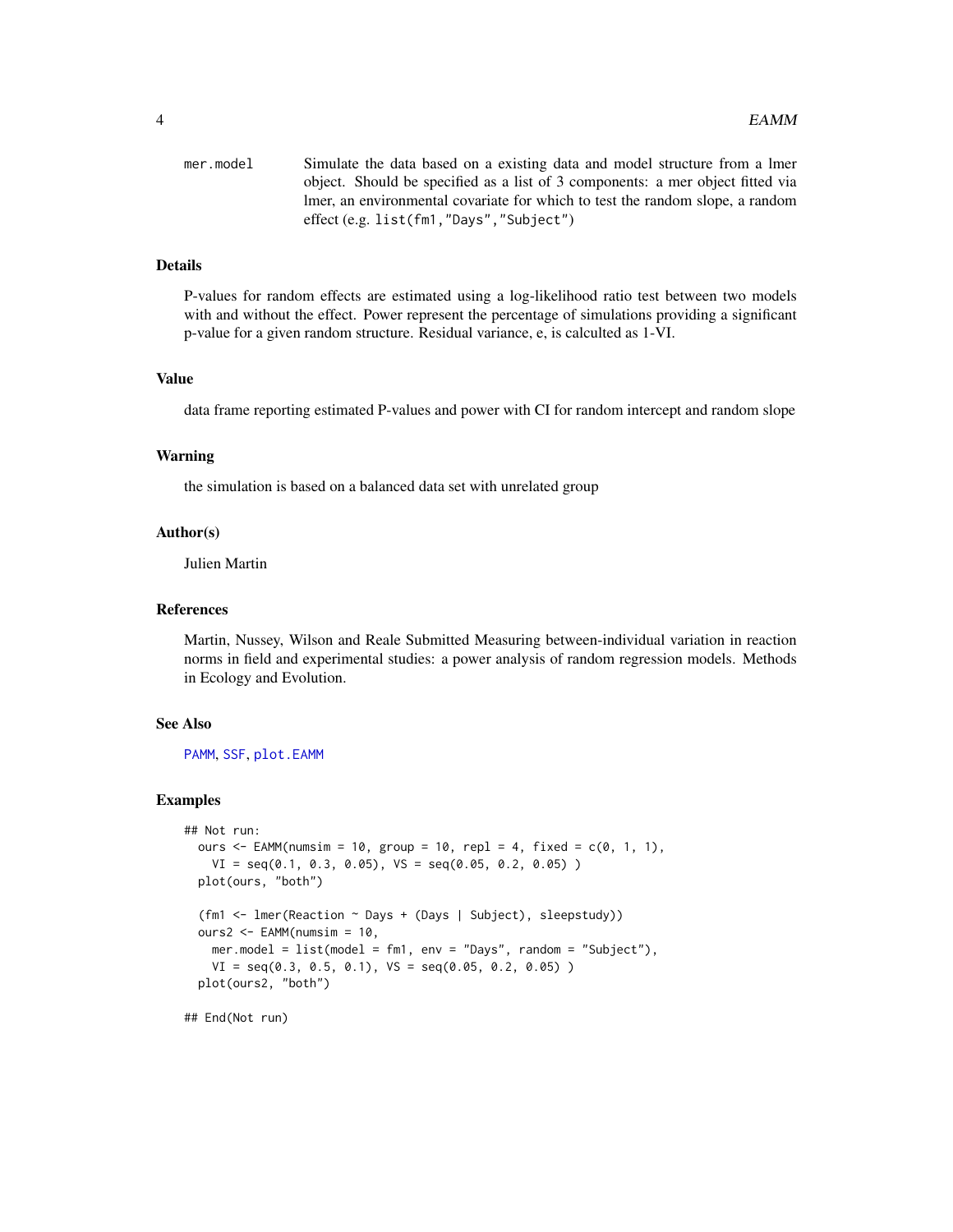mer.model
: Simulate the data based on a existing data and model structure from a lmer object. Should be specified as a list of 3 components: a mer object fitted via lmer, an environmental covariate for which to test the random slope, a random effect (e.g. `list(fm1,"Days","Subject")`

### Details

P-values for random effects are estimated using a log-likelihood ratio test between two models with and without the effect. Power represent the percentage of simulations providing a significant p-value for a given random structure. Residual variance, e, is calculted as 1-VI.

### Value

data frame reporting estimated P-values and power with CI for random intercept and random slope

### Warning

the simulation is based on a balanced data set with unrelated group

### Author(s)

Julien Martin

### References

Martin, Nussey, Wilson and Reale Submitted Measuring between-individual variation in reaction norms in field and experimental studies: a power analysis of random regression models. Methods in Ecology and Evolution.

### See Also

PAMM, SSF, plot.EAMM

### Examples

```
## Not run:
  ours <- EAMM(numsim = 10, group = 10, repl = 4, fixed = c(0, 1, 1),
    VI = seq(0.1, 0.3, 0.05), VS = seq(0.05, 0.2, 0.05) )
  plot(ours, "both")

  (fm1 <- lmer(Reaction ~ Days + (Days | Subject), sleepstudy))
  ours2 <- EAMM(numsim = 10,
    mer.model = list(model = fm1, env = "Days", random = "Subject"),
    VI = seq(0.3, 0.5, 0.1), VS = seq(0.05, 0.2, 0.05) )
  plot(ours2, "both")

## End(Not run)
```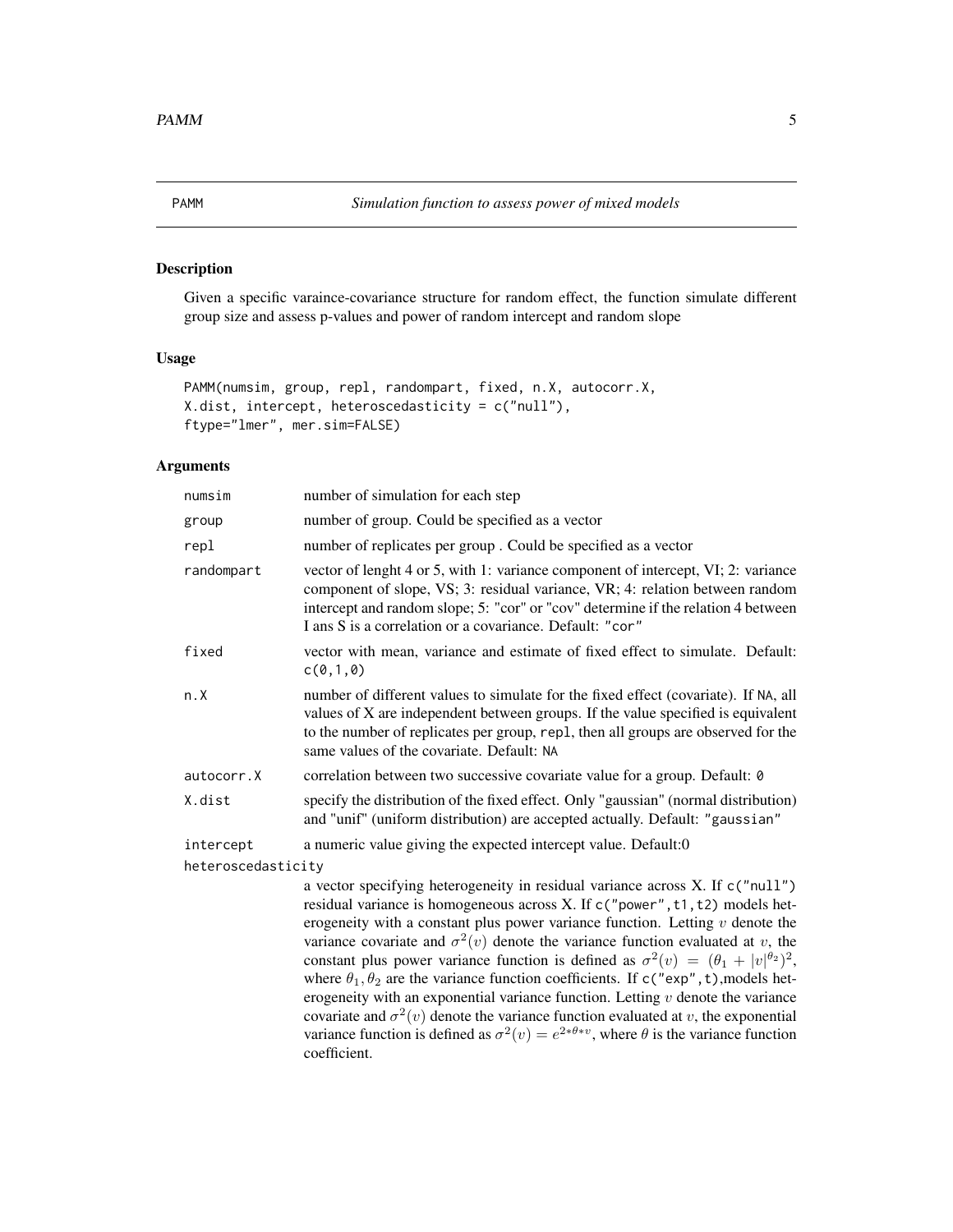## PAMM *Simulation function to assess power of mixed models*

### Description

Given a specific varaince-covariance structure for random effect, the function simulate different group size and assess p-values and power of random intercept and random slope

### Usage

```
PAMM(numsim, group, repl, randompart, fixed, n.X, autocorr.X,
X.dist, intercept, heteroscedasticity = c("null"),
ftype="lmer", mer.sim=FALSE)
```

### Arguments

| | |
|---|---|
| `numsim` | number of simulation for each step |
| `group` | number of group. Could be specified as a vector |
| `repl` | number of replicates per group . Could be specified as a vector |
| `randompart` | vector of lenght 4 or 5, with 1: variance component of intercept, VI; 2: variance component of slope, VS; 3: residual variance, VR; 4: relation between random intercept and random slope; 5: "cor" or "cov" determine if the relation 4 between I ans S is a correlation or a covariance. Default: `"cor"` |
| `fixed` | vector with mean, variance and estimate of fixed effect to simulate. Default: `c(0,1,0)` |
| `n.X` | number of different values to simulate for the fixed effect (covariate). If `NA`, all values of X are independent between groups. If the value specified is equivalent to the number of replicates per group, `repl`, then all groups are observed for the same values of the covariate. Default: `NA` |
| `autocorr.X` | correlation between two successive covariate value for a group. Default: `0` |
| `X.dist` | specify the distribution of the fixed effect. Only "gaussian" (normal distribution) and "unif" (uniform distribution) are accepted actually. Default: `"gaussian"` |
| `intercept` | a numeric value giving the expected intercept value. Default:0 |
| `heteroscedasticity` | a vector specifying heterogeneity in residual variance across X. If `c("null")` residual variance is homogeneous across X. If `c("power",t1,t2)` models heterogeneity with a constant plus power variance function. Letting $v$ denote the variance covariate and $\sigma^2(v)$ denote the variance function evaluated at $v$, the constant plus power variance function is defined as $\sigma^2(v) = (\theta_1 + \|v\|^{\theta_2})^2$, where $\theta_1, \theta_2$ are the variance function coefficients. If `c("exp",t)`,models heterogeneity with an exponential variance function. Letting $v$ denote the variance covariate and $\sigma^2(v)$ denote the variance function evaluated at $v$, the exponential variance function is defined as $\sigma^2(v) = e^{2*\theta*v}$, where $\theta$ is the variance function coefficient. |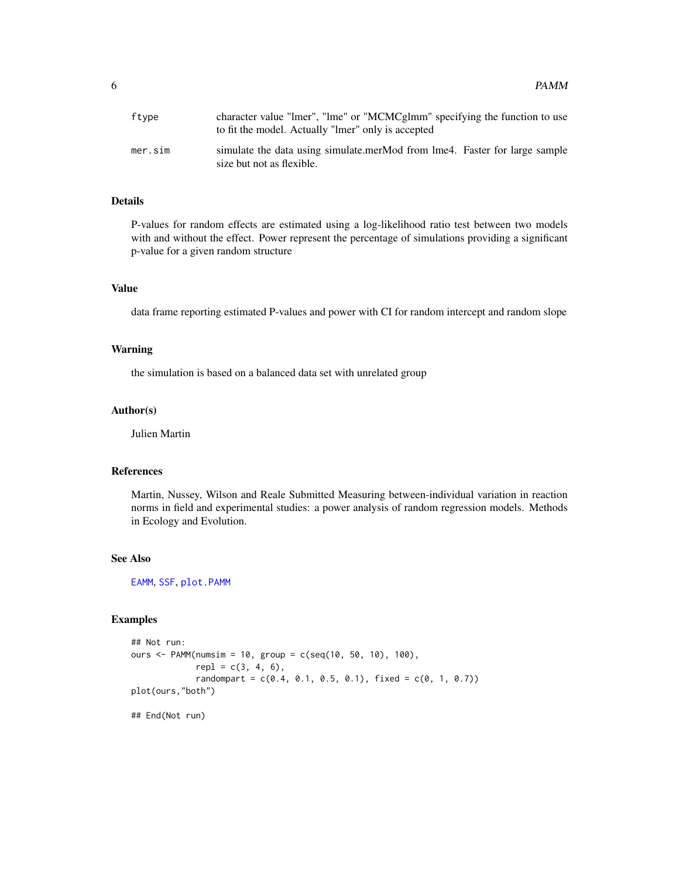| | |
|---|---|
| ftype | character value "lmer", "lme" or "MCMCglmm" specifying the function to use to fit the model. Actually "lmer" only is accepted |
| mer.sim | simulate the data using simulate.merMod from lme4. Faster for large sample size but not as flexible. |

## Details

P-values for random effects are estimated using a log-likelihood ratio test between two models with and without the effect. Power represent the percentage of simulations providing a significant p-value for a given random structure

## Value

data frame reporting estimated P-values and power with CI for random intercept and random slope

## Warning

the simulation is based on a balanced data set with unrelated group

## Author(s)

Julien Martin

## References

Martin, Nussey, Wilson and Reale Submitted Measuring between-individual variation in reaction norms in field and experimental studies: a power analysis of random regression models. Methods in Ecology and Evolution.

## See Also

EAMM, SSF, plot.PAMM

## Examples

```
## Not run:
ours <- PAMM(numsim = 10, group = c(seq(10, 50, 10), 100),
            repl = c(3, 4, 6),
            randompart = c(0.4, 0.1, 0.5, 0.1), fixed = c(0, 1, 0.7))
plot(ours,"both")

## End(Not run)
```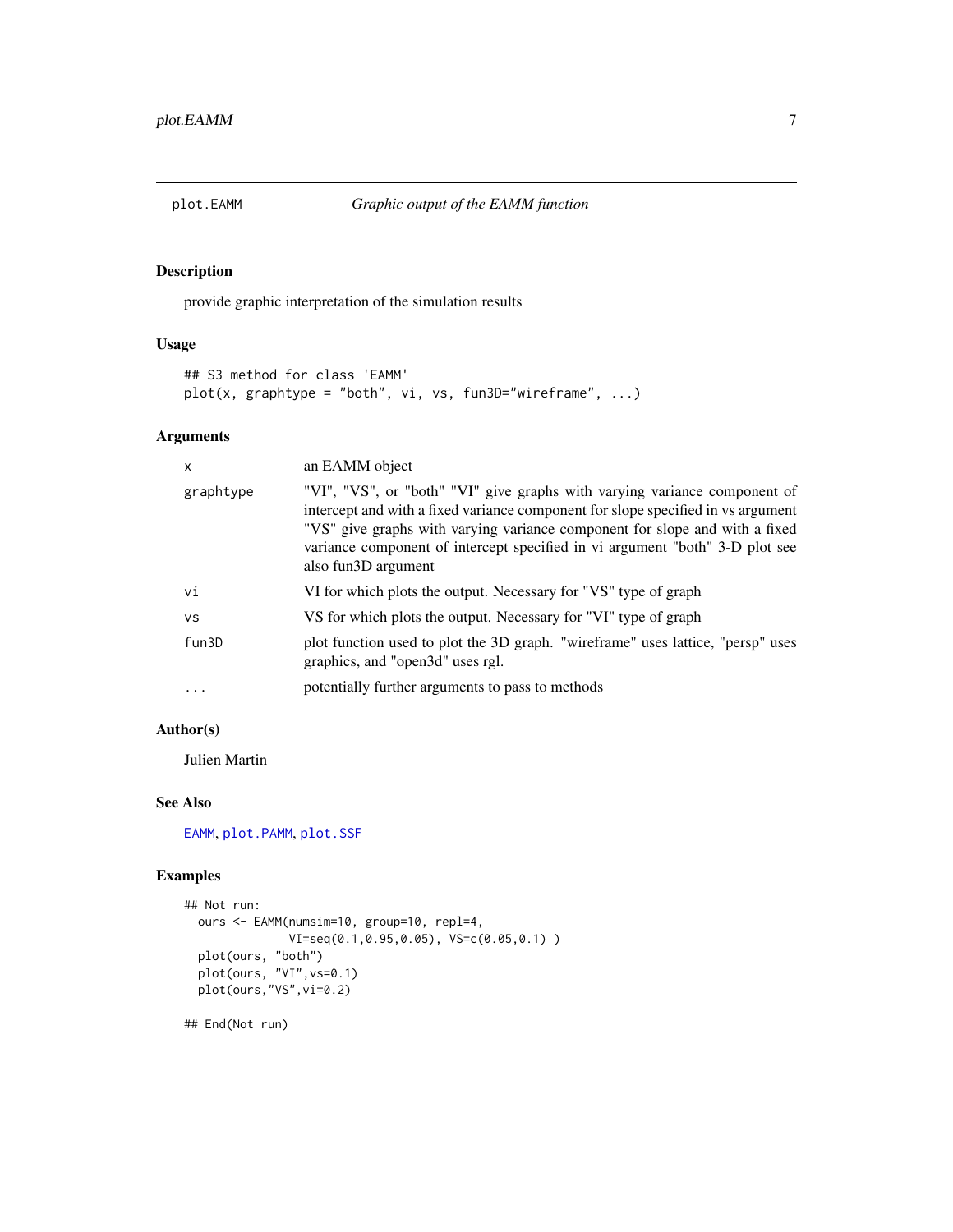## plot.EAMM — *Graphic output of the EAMM function*

### Description

provide graphic interpretation of the simulation results

### Usage

```
## S3 method for class 'EAMM'
plot(x, graphtype = "both", vi, vs, fun3D="wireframe", ...)
```

### Arguments

| | |
|---|---|
| `x` | an EAMM object |
| `graphtype` | "VI", "VS", or "both" "VI" give graphs with varying variance component of intercept and with a fixed variance component for slope specified in vs argument "VS" give graphs with varying variance component for slope and with a fixed variance component of intercept specified in vi argument "both" 3-D plot see also fun3D argument |
| `vi` | VI for which plots the output. Necessary for "VS" type of graph |
| `vs` | VS for which plots the output. Necessary for "VI" type of graph |
| `fun3D` | plot function used to plot the 3D graph. "wireframe" uses lattice, "persp" uses graphics, and "open3d" uses rgl. |
| `...` | potentially further arguments to pass to methods |

### Author(s)

Julien Martin

### See Also

`EAMM`, `plot.PAMM`, `plot.SSF`

### Examples

```
## Not run:
  ours <- EAMM(numsim=10, group=10, repl=4,
               VI=seq(0.1,0.95,0.05), VS=c(0.05,0.1) )
  plot(ours, "both")
  plot(ours, "VI",vs=0.1)
  plot(ours,"VS",vi=0.2)

## End(Not run)
```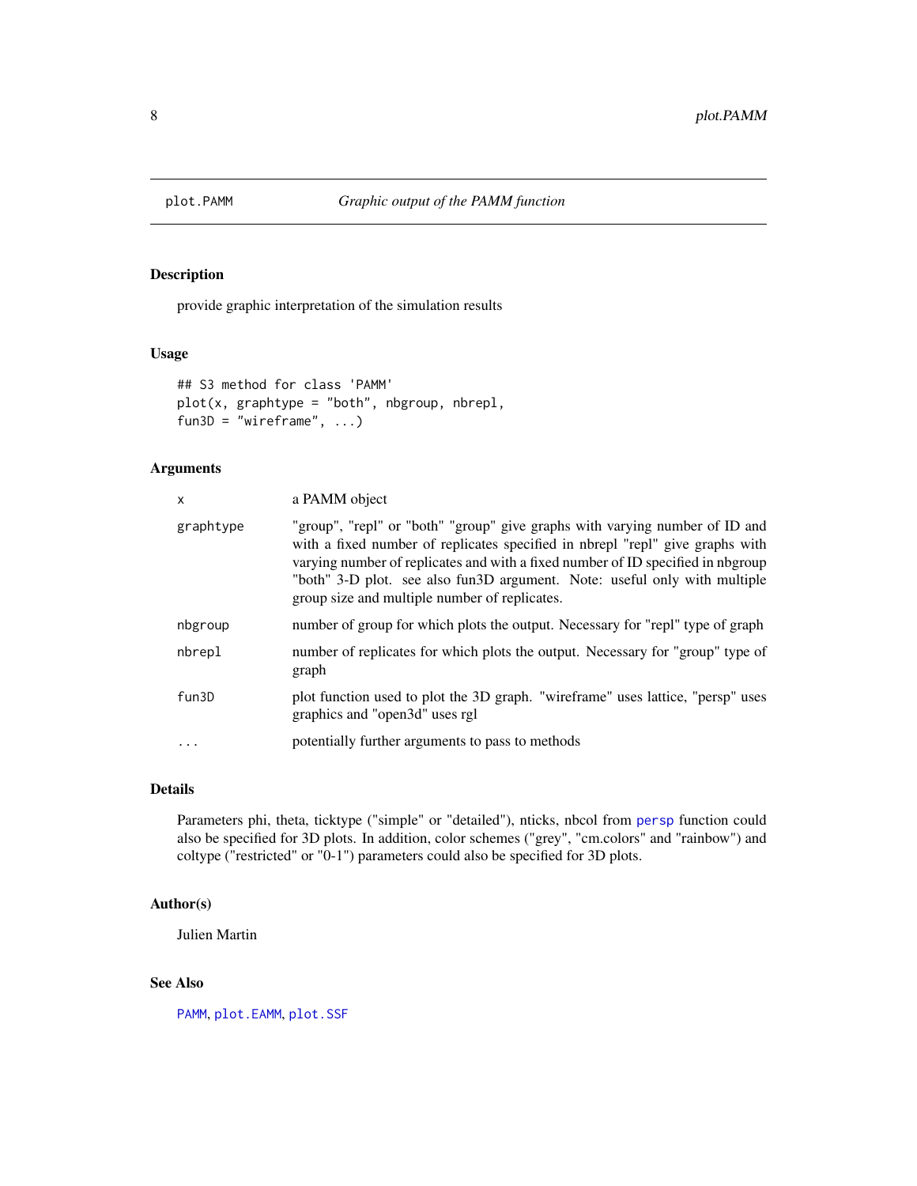# plot.PAMM — *Graphic output of the PAMM function*

## Description

provide graphic interpretation of the simulation results

## Usage

```
## S3 method for class 'PAMM'
plot(x, graphtype = "both", nbgroup, nbrepl,
fun3D = "wireframe", ...)
```

## Arguments

| | |
|---|---|
| `x` | a PAMM object |
| `graphtype` | "group", "repl" or "both" "group" give graphs with varying number of ID and with a fixed number of replicates specified in nbrepl "repl" give graphs with varying number of replicates and with a fixed number of ID specified in nbgroup "both" 3-D plot. see also fun3D argument. Note: useful only with multiple group size and multiple number of replicates. |
| `nbgroup` | number of group for which plots the output. Necessary for "repl" type of graph |
| `nbrepl` | number of replicates for which plots the output. Necessary for "group" type of graph |
| `fun3D` | plot function used to plot the 3D graph. "wireframe" uses lattice, "persp" uses graphics and "open3d" uses rgl |
| `...` | potentially further arguments to pass to methods |

## Details

Parameters phi, theta, ticktype ("simple" or "detailed"), nticks, nbcol from `persp` function could also be specified for 3D plots. In addition, color schemes ("grey", "cm.colors" and "rainbow") and coltype ("restricted" or "0-1") parameters could also be specified for 3D plots.

## Author(s)

Julien Martin

## See Also

`PAMM`, `plot.EAMM`, `plot.SSF`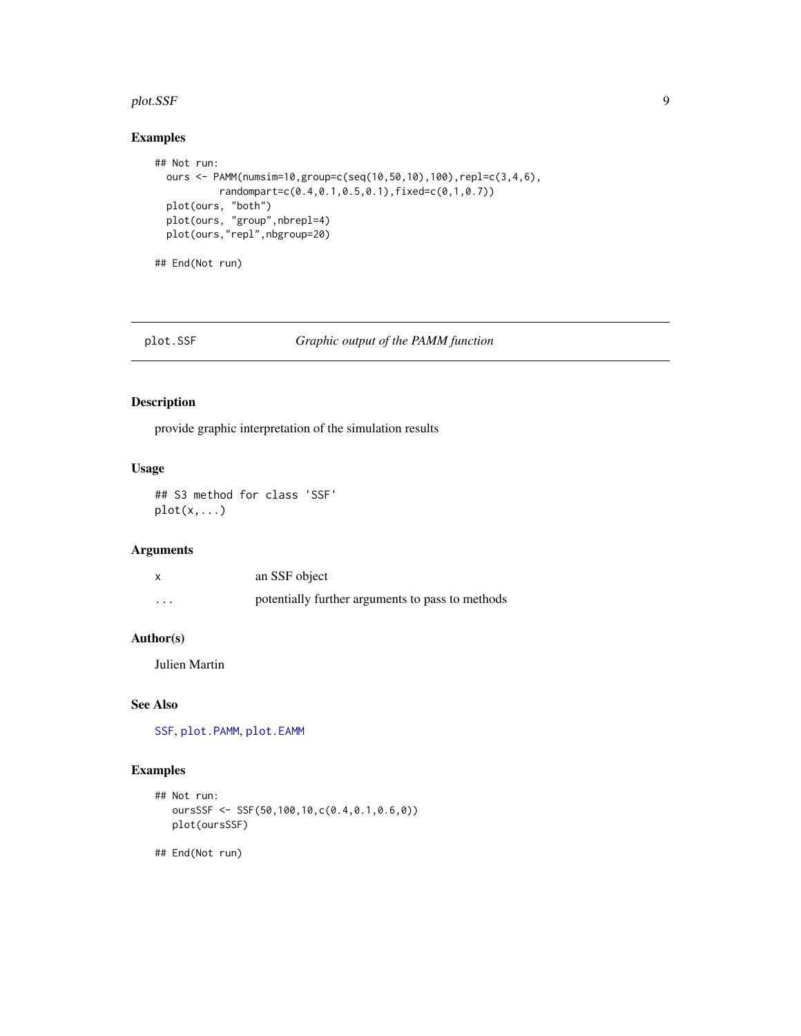## Examples

```
## Not run:
  ours <- PAMM(numsim=10,group=c(seq(10,50,10),100),repl=c(3,4,6),
           randompart=c(0.4,0.1,0.5,0.1),fixed=c(0,1,0.7))
  plot(ours, "both")
  plot(ours, "group",nbrepl=4)
  plot(ours,"repl",nbgroup=20)

## End(Not run)
```

---

# plot.SSF — *Graphic output of the PAMM function*

## Description

provide graphic interpretation of the simulation results

## Usage

```
## S3 method for class 'SSF'
plot(x,...)
```

## Arguments

| | |
|---|---|
| x | an SSF object |
| ... | potentially further arguments to pass to methods |

## Author(s)

Julien Martin

## See Also

SSF, plot.PAMM, plot.EAMM

## Examples

```
## Not run:
   oursSSF <- SSF(50,100,10,c(0.4,0.1,0.6,0))
   plot(oursSSF)

## End(Not run)
```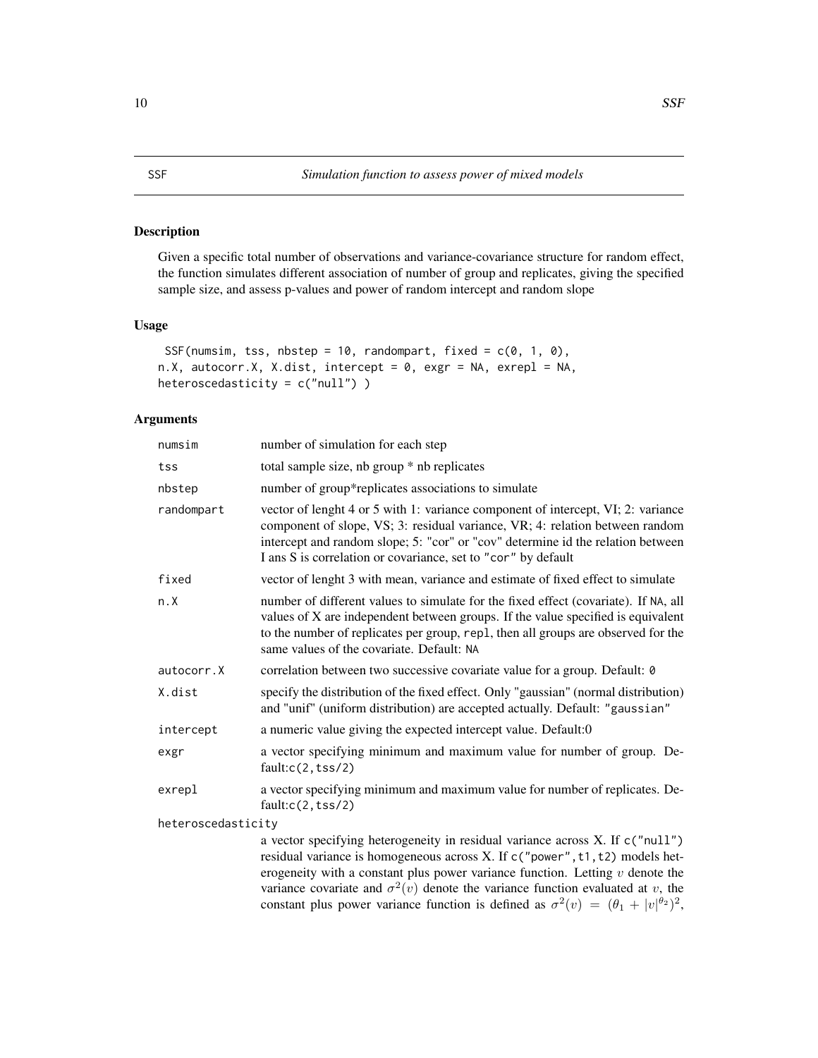# SSF — *Simulation function to assess power of mixed models*

## Description

Given a specific total number of observations and variance-covariance structure for random effect, the function simulates different association of number of group and replicates, giving the specified sample size, and assess p-values and power of random intercept and random slope

## Usage

```
 SSF(numsim, tss, nbstep = 10, randompart, fixed = c(0, 1, 0),
n.X, autocorr.X, X.dist, intercept = 0, exgr = NA, exrepl = NA,
heteroscedasticity = c("null") )
```

## Arguments

| | |
|---|---|
| `numsim` | number of simulation for each step |
| `tss` | total sample size, nb group * nb replicates |
| `nbstep` | number of group*replicates associations to simulate |
| `randompart` | vector of lenght 4 or 5 with 1: variance component of intercept, VI; 2: variance component of slope, VS; 3: residual variance, VR; 4: relation between random intercept and random slope; 5: "cor" or "cov" determine id the relation between I ans S is correlation or covariance, set to `"cor"` by default |
| `fixed` | vector of lenght 3 with mean, variance and estimate of fixed effect to simulate |
| `n.X` | number of different values to simulate for the fixed effect (covariate). If `NA`, all values of X are independent between groups. If the value specified is equivalent to the number of replicates per group, `repl`, then all groups are observed for the same values of the covariate. Default: `NA` |
| `autocorr.X` | correlation between two successive covariate value for a group. Default: `0` |
| `X.dist` | specify the distribution of the fixed effect. Only "gaussian" (normal distribution) and "unif" (uniform distribution) are accepted actually. Default: `"gaussian"` |
| `intercept` | a numeric value giving the expected intercept value. Default:0 |
| `exgr` | a vector specifying minimum and maximum value for number of group. Default:`c(2,tss/2)` |
| `exrepl` | a vector specifying minimum and maximum value for number of replicates. Default:`c(2,tss/2)` |
| `heteroscedasticity` | a vector specifying heterogeneity in residual variance across X. If `c("null")` residual variance is homogeneous across X. If `c("power",t1,t2)` models heterogeneity with a constant plus power variance function. Letting $v$ denote the variance covariate and $\sigma^2(v)$ denote the variance function evaluated at $v$, the constant plus power variance function is defined as $\sigma^2(v) = (\theta_1 + \lvert v \rvert^{\theta_2})^2$, |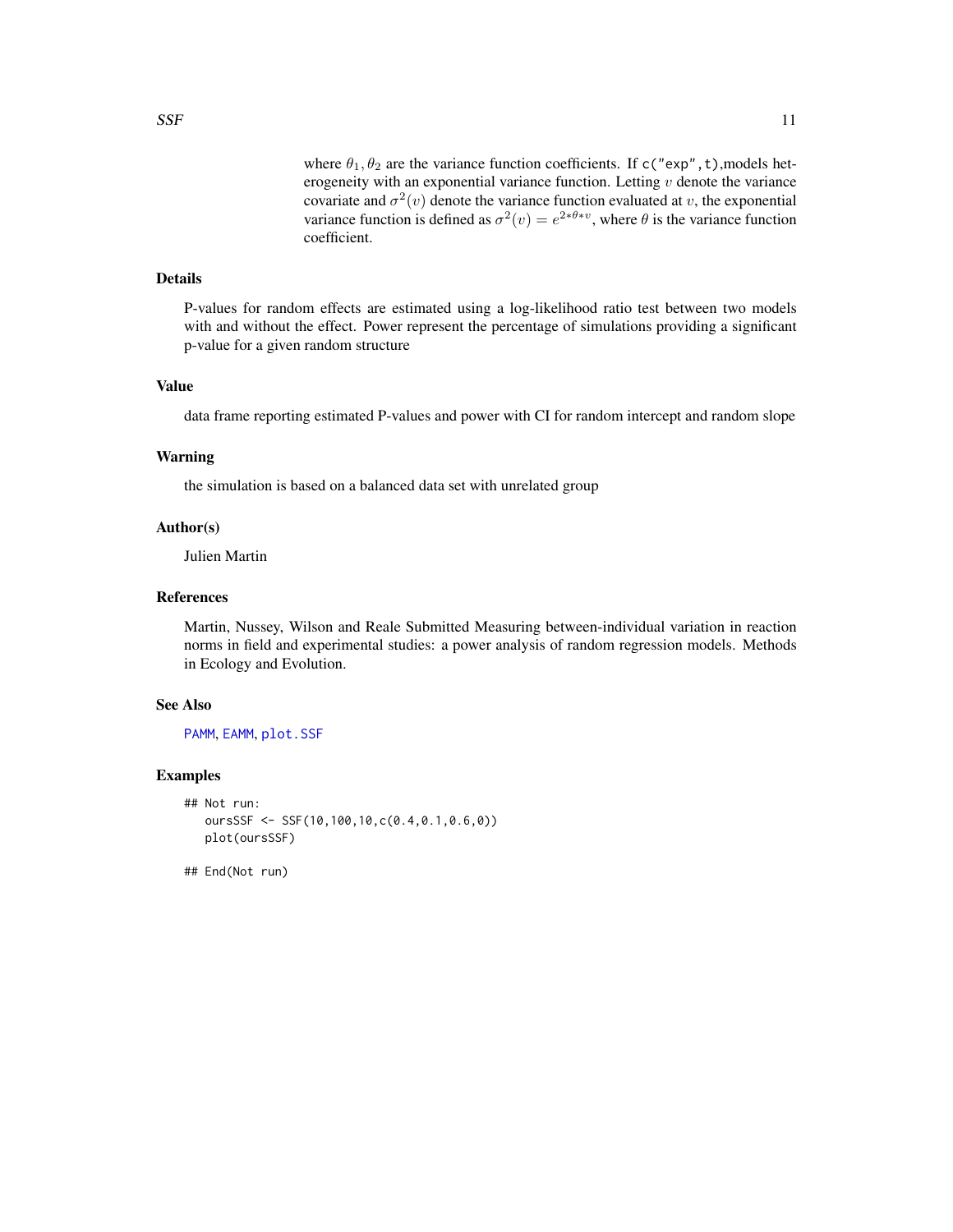where $\theta_1, \theta_2$ are the variance function coefficients. If `c("exp",t)`,models heterogeneity with an exponential variance function. Letting $v$ denote the variance covariate and $\sigma^2(v)$ denote the variance function evaluated at $v$, the exponential variance function is defined as $\sigma^2(v) = e^{2*\theta*v}$, where $\theta$ is the variance function coefficient.

## Details

P-values for random effects are estimated using a log-likelihood ratio test between two models with and without the effect. Power represent the percentage of simulations providing a significant p-value for a given random structure

## Value

data frame reporting estimated P-values and power with CI for random intercept and random slope

## Warning

the simulation is based on a balanced data set with unrelated group

## Author(s)

Julien Martin

## References

Martin, Nussey, Wilson and Reale Submitted Measuring between-individual variation in reaction norms in field and experimental studies: a power analysis of random regression models. Methods in Ecology and Evolution.

## See Also

`PAMM`, `EAMM`, `plot.SSF`

## Examples

```
## Not run:
   oursSSF <- SSF(10,100,10,c(0.4,0.1,0.6,0))
   plot(oursSSF)

## End(Not run)
```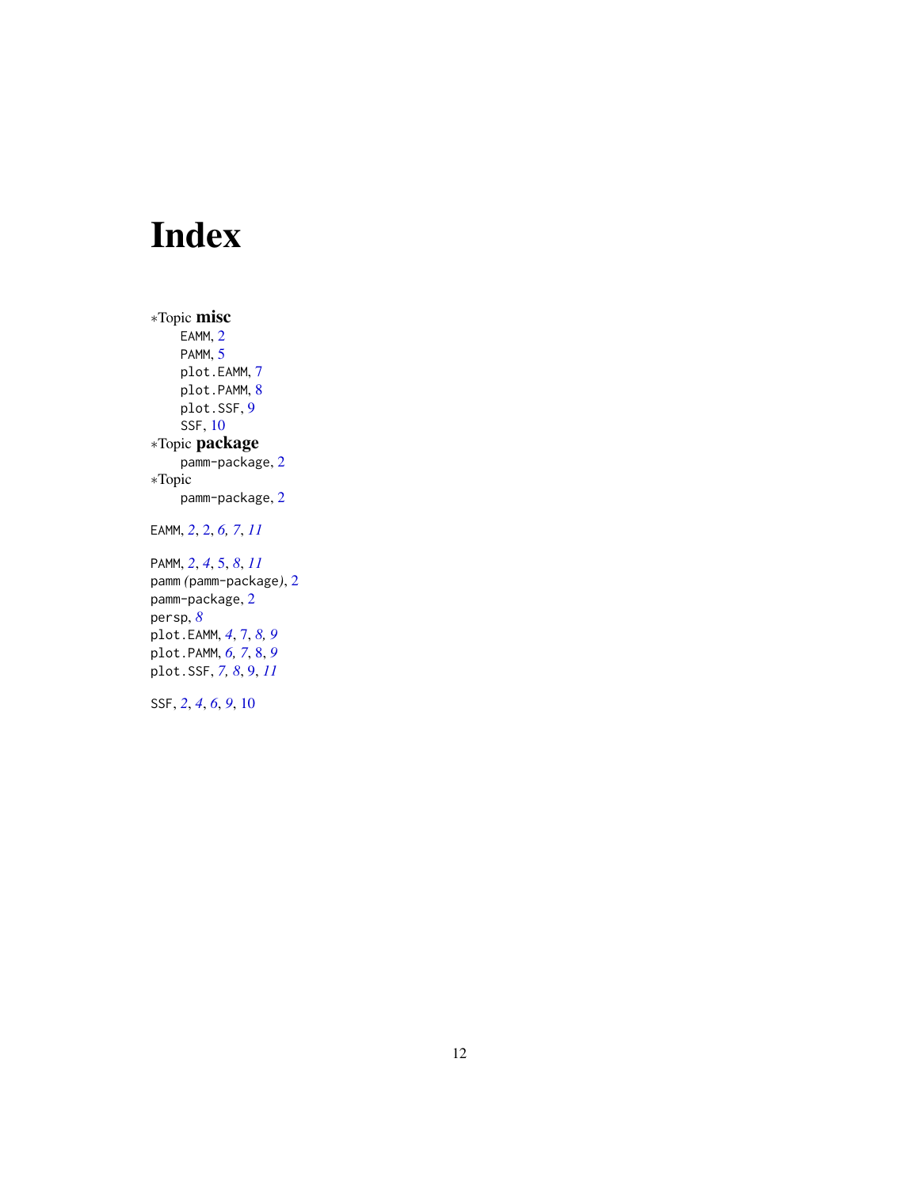# Index

*Topic **misc**

  EAMM, 2
  PAMM, 5
  plot.EAMM, 7
  plot.PAMM, 8
  plot.SSF, 9
  SSF, 10

*Topic **package**

  pamm-package, 2

*Topic

  pamm-package, 2

EAMM, *2*, 2, *6*, *7*, *11*

PAMM, *2*, *4*, 5, *8*, *11*
pamm (pamm-package), 2
pamm-package, 2
persp, *8*
plot.EAMM, *4*, 7, *8*, *9*
plot.PAMM, *6*, *7*, 8, *9*
plot.SSF, *7*, *8*, 9, *11*

SSF, *2*, *4*, *6*, *9*, 10